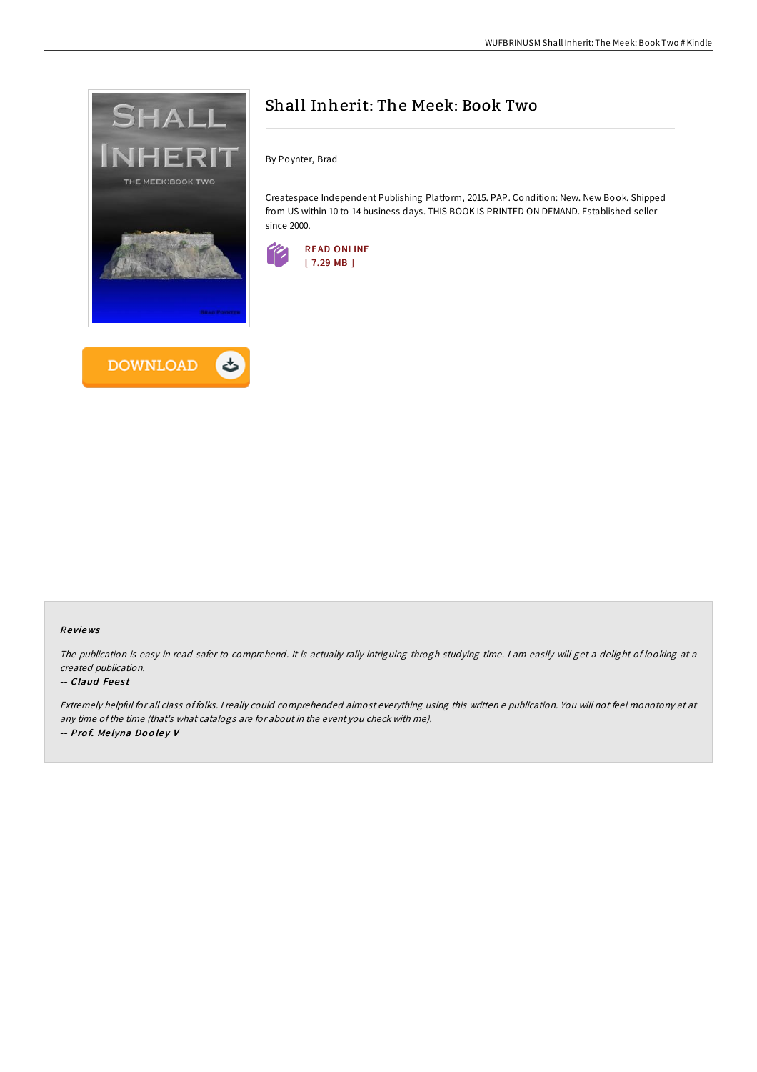# Shall Inherit: The Meek: Book Two

By Poynter, Brad

Createspace Independent Publishing Platform, 2015. PAP. Condition: New. New Book. Shipped from US within 10 to 14 business days. THIS BOOK IS PRINTED ON DEMAND. Established seller since 2000.

READ ONLINE
[ 7.29 MB ]

DOWNLOAD

### Reviews

*The publication is easy in read safer to comprehend. It is actually rally intriguing throgh studying time. I am easily will get a delight of looking at a created publication.*

-- ***Claud Feest***

*Extremely helpful for all class of folks. I really could comprehended almost everything using this written e publication. You will not feel monotony at at any time of the time (that's what catalogs are for about in the event you check with me).*

-- ***Prof. Melyna Dooley V***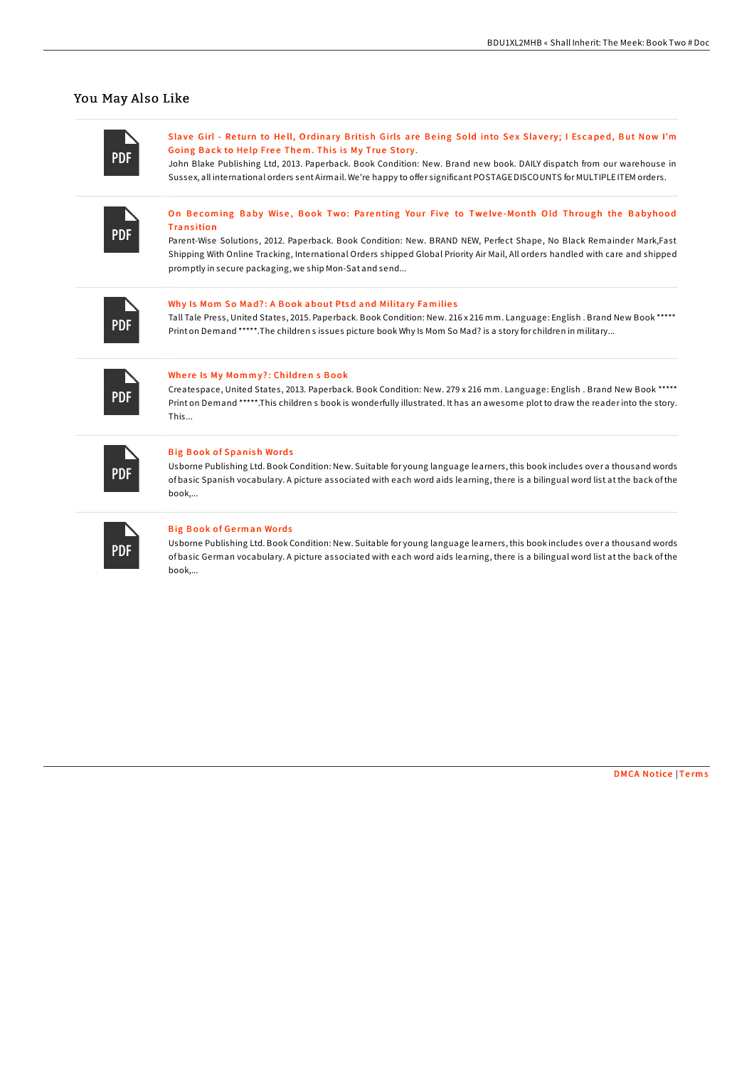## You May Also Like

**Slave Girl - Return to Hell, Ordinary British Girls are Being Sold into Sex Slavery; I Escaped, But Now I'm Going Back to Help Free Them. This is My True Story.**

John Blake Publishing Ltd, 2013. Paperback. Book Condition: New. Brand new book. DAILY dispatch from our warehouse in Sussex, all international orders sent Airmail. We're happy to offer significant POSTAGE DISCOUNTS for MULTIPLE ITEM orders.

**On Becoming Baby Wise, Book Two: Parenting Your Five to Twelve-Month Old Through the Babyhood Transition**

Parent-Wise Solutions, 2012. Paperback. Book Condition: New. BRAND NEW, Perfect Shape, No Black Remainder Mark,Fast Shipping With Online Tracking, International Orders shipped Global Priority Air Mail, All orders handled with care and shipped promptly in secure packaging, we ship Mon-Sat and send...

**Why Is Mom So Mad?: A Book about Ptsd and Military Families**

Tall Tale Press, United States, 2015. Paperback. Book Condition: New. 216 x 216 mm. Language: English . Brand New Book ***** Print on Demand *****.The children s issues picture book Why Is Mom So Mad? is a story for children in military...

**Where Is My Mommy?: Children s Book**

Createspace, United States, 2013. Paperback. Book Condition: New. 279 x 216 mm. Language: English . Brand New Book ***** Print on Demand *****.This children s book is wonderfully illustrated. It has an awesome plot to draw the reader into the story. This...

**Big Book of Spanish Words**

Usborne Publishing Ltd. Book Condition: New. Suitable for young language learners, this book includes over a thousand words of basic Spanish vocabulary. A picture associated with each word aids learning, there is a bilingual word list at the back of the book,...

**Big Book of German Words**

Usborne Publishing Ltd. Book Condition: New. Suitable for young language learners, this book includes over a thousand words of basic German vocabulary. A picture associated with each word aids learning, there is a bilingual word list at the back of the book,...

DMCA Notice | Terms